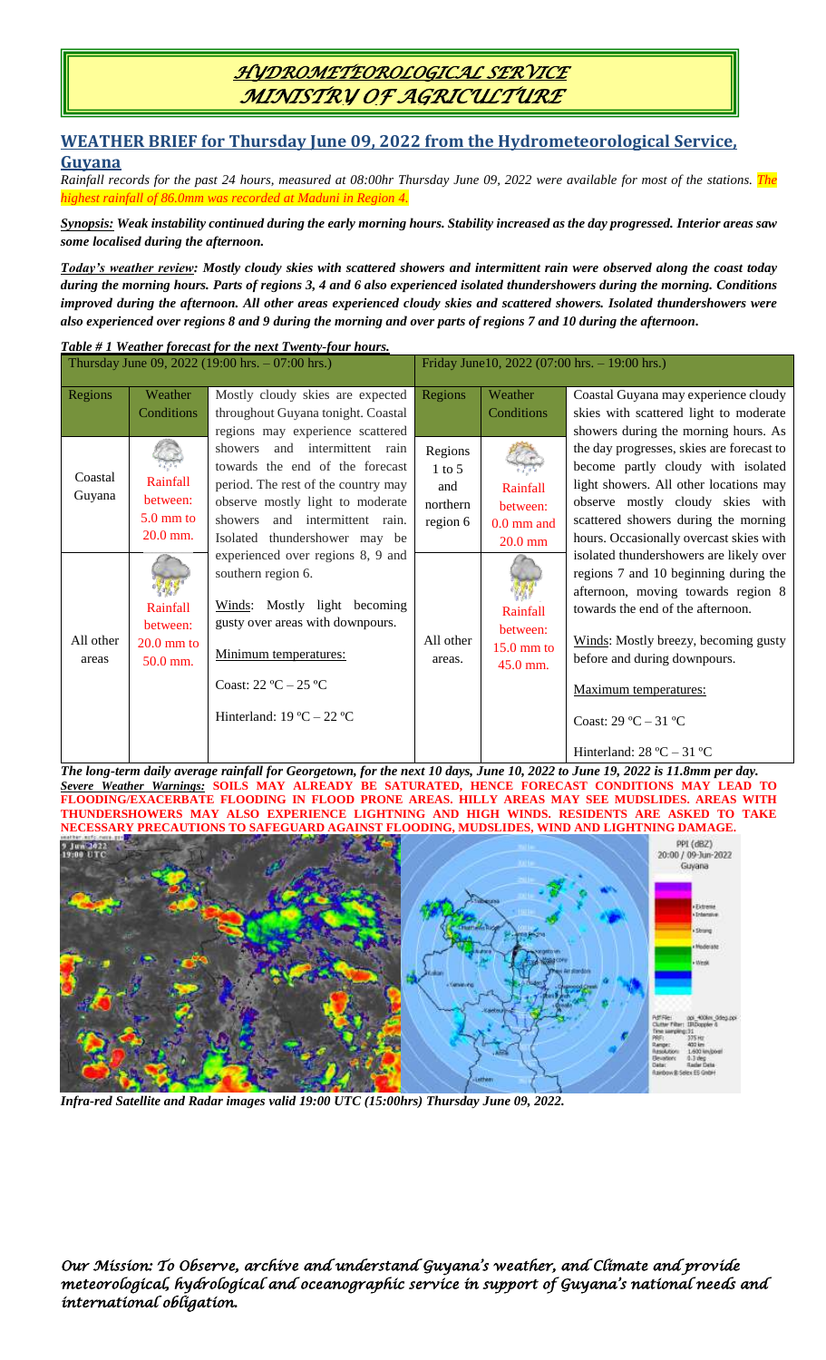# HYDROMETEOROLOGICAL SERVICE
# MINISTRY OF AGRICULTURE

## WEATHER BRIEF for Thursday June 09, 2022 from the Hydrometeorological Service, Guyana

*Rainfall records for the past 24 hours, measured at 08:00hr Thursday June 09, 2022 were available for most of the stations. The highest rainfall of 86.0mm was recorded at Maduni in Region 4.*

***Synopsis:*** ***Weak instability continued during the early morning hours. Stability increased as the day progressed. Interior areas saw some localised during the afternoon.***

***Today's weather review:*** ***Mostly cloudy skies with scattered showers and intermittent rain were observed along the coast today during the morning hours. Parts of regions 3, 4 and 6 also experienced isolated thundershowers during the morning. Conditions improved during the afternoon. All other areas experienced cloudy skies and scattered showers. Isolated thundershowers were also experienced over regions 8 and 9 during the morning and over parts of regions 7 and 10 during the afternoon.***

***Table # 1 Weather forecast for the next Twenty-four hours.***

| Thursday June 09, 2022 (19:00 hrs. – 07:00 hrs.) | | | Friday June10, 2022 (07:00 hrs. – 19:00 hrs.) | | |
|---|---|---|---|---|---|
| Regions | Weather Conditions | Mostly cloudy skies are expected throughout Guyana tonight. Coastal regions may experience scattered showers and intermittent rain towards the end of the forecast period. The rest of the country may observe mostly light to moderate showers and intermittent rain. Isolated thundershower may be experienced over regions 8, 9 and southern region 6. Winds: Mostly light becoming gusty over areas with downpours. Minimum temperatures: Coast: 22 ºC – 25 ºC Hinterland: 19 ºC – 22 ºC | Regions | Weather Conditions | Coastal Guyana may experience cloudy skies with scattered light to moderate showers during the morning hours. As the day progresses, skies are forecast to become partly cloudy with isolated light showers. All other locations may observe mostly cloudy skies with scattered showers during the morning hours. Occasionally overcast skies with isolated thundershowers are likely over regions 7 and 10 beginning during the afternoon, moving towards region 8 towards the end of the afternoon. Winds: Mostly breezy, becoming gusty before and during downpours. Maximum temperatures: Coast: 29 ºC – 31 ºC Hinterland: 28 ºC – 31 ºC |
| Coastal Guyana | Rainfall between: 5.0 mm to 20.0 mm. | | Regions 1 to 5 and northern region 6 | Rainfall between: 0.0 mm and 20.0 mm | |
| All other areas | Rainfall between: 20.0 mm to 50.0 mm. | | All other areas. | Rainfall between: 15.0 mm to 45.0 mm. | |

***The long-term daily average rainfall for Georgetown, for the next 10 days, June 10, 2022 to June 19, 2022 is 11.8mm per day.***

***Severe Weather Warnings:*** **SOILS MAY ALREADY BE SATURATED, HENCE FORECAST CONDITIONS MAY LEAD TO FLOODING/EXACERBATE FLOODING IN FLOOD PRONE AREAS. HILLY AREAS MAY SEE MUDSLIDES. AREAS WITH THUNDERSHOWERS MAY ALSO EXPERIENCE LIGHTNING AND HIGH WINDS. RESIDENTS ARE ASKED TO TAKE NECESSARY PRECAUTIONS TO SAFEGUARD AGAINST FLOODING, MUDSLIDES, WIND AND LIGHTNING DAMAGE.**

***Infra-red Satellite and Radar images valid 19:00 UTC (15:00hrs) Thursday June 09, 2022.***

*Our Mission: To Observe, archive and understand Guyana's weather, and Climate and provide meteorological, hydrological and oceanographic service in support of Guyana's national needs and international obligation.*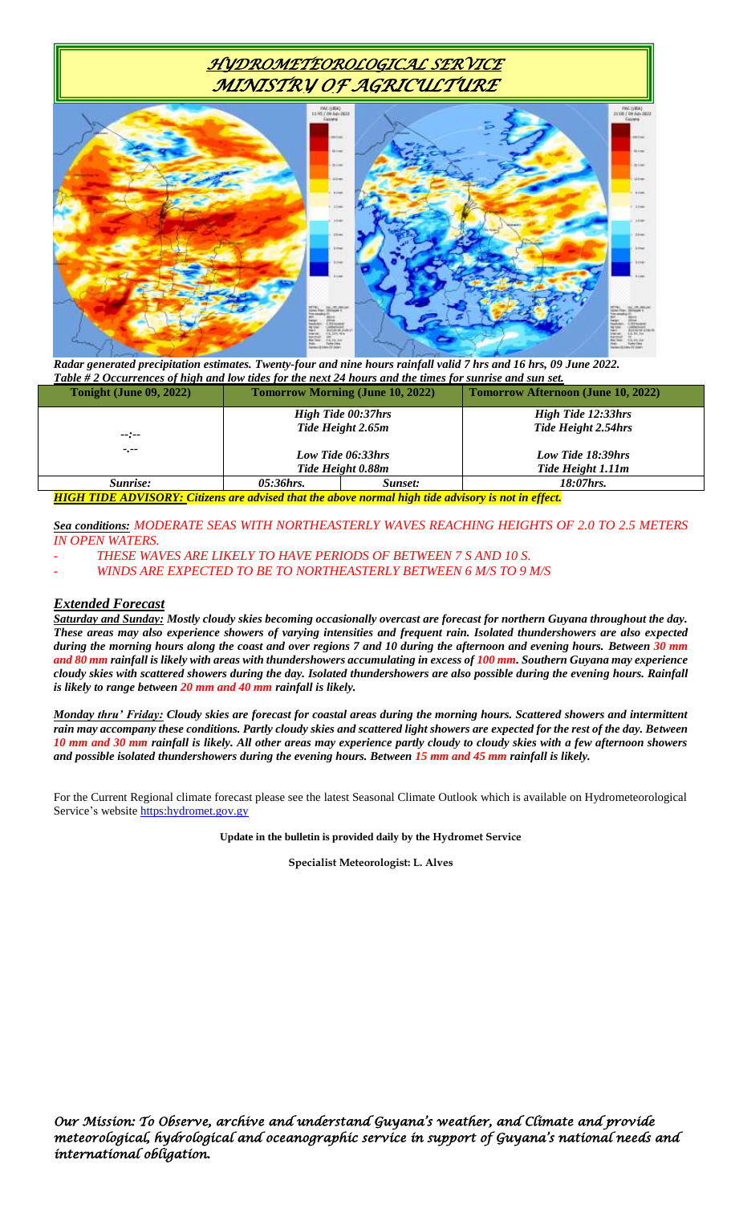# *HYDROMETEOROLOGICAL SERVICE*
# *MINISTRY OF AGRICULTURE*

***Radar generated precipitation estimates. Twenty-four and nine hours rainfall valid 7 hrs and 16 hrs, 09 June 2022.***

***Table # 2 Occurrences of high and low tides for the next 24 hours and the times for sunrise and sun set.***

| Tonight (June 09, 2022) | Tomorrow Morning (June 10, 2022) | | Tomorrow Afternoon (June 10, 2022) |
|---|---|---|---|
| --:-- | *High Tide 00:37hrs* *Tide Height 2.65m* | | *High Tide 12:33hrs* *Tide Height 2.54hrs* |
| -.-- | *Low Tide 06:33hrs* *Tide Height 0.88m* | | *Low Tide 18:39hrs* *Tide Height 1.11m* |
| *Sunrise:* | *05:36hrs.* | *Sunset:* | *18:07hrs.* |

***HIGH TIDE ADVISORY:** Citizens are advised that the above normal high tide advisory is not in effect.*

***Sea conditions:*** *MODERATE SEAS WITH NORTHEASTERLY WAVES REACHING HEIGHTS OF 2.0 TO 2.5 METERS IN OPEN WATERS.*

- *THESE WAVES ARE LIKELY TO HAVE PERIODS OF BETWEEN 7 S AND 10 S.*
- *WINDS ARE EXPECTED TO BE TO NORTHEASTERLY BETWEEN 6 M/S TO 9 M/S*

## *Extended Forecast*

***Saturday and Sunday:** Mostly cloudy skies becoming occasionally overcast are forecast for northern Guyana throughout the day. These areas may also experience showers of varying intensities and frequent rain. Isolated thundershowers are also expected during the morning hours along the coast and over regions 7 and 10 during the afternoon and evening hours. Between 30 mm and 80 mm rainfall is likely with areas with thundershowers accumulating in excess of 100 mm. Southern Guyana may experience cloudy skies with scattered showers during the day. Isolated thundershowers are also possible during the evening hours. Rainfall is likely to range between 20 mm and 40 mm rainfall is likely.*

***Monday thru' Friday:** Cloudy skies are forecast for coastal areas during the morning hours. Scattered showers and intermittent rain may accompany these conditions. Partly cloudy skies and scattered light showers are expected for the rest of the day. Between 10 mm and 30 mm rainfall is likely. All other areas may experience partly cloudy to cloudy skies with a few afternoon showers and possible isolated thundershowers during the evening hours. Between 15 mm and 45 mm rainfall is likely.*

For the Current Regional climate forecast please see the latest Seasonal Climate Outlook which is available on Hydrometeorological Service's website https:hydromet.gov.gy

**Update in the bulletin is provided daily by the Hydromet Service**

**Specialist Meteorologist: L. Alves**

*Our Mission: To Observe, archive and understand Guyana's weather, and Climate and provide meteorological, hydrological and oceanographic service in support of Guyana's national needs and international obligation.*